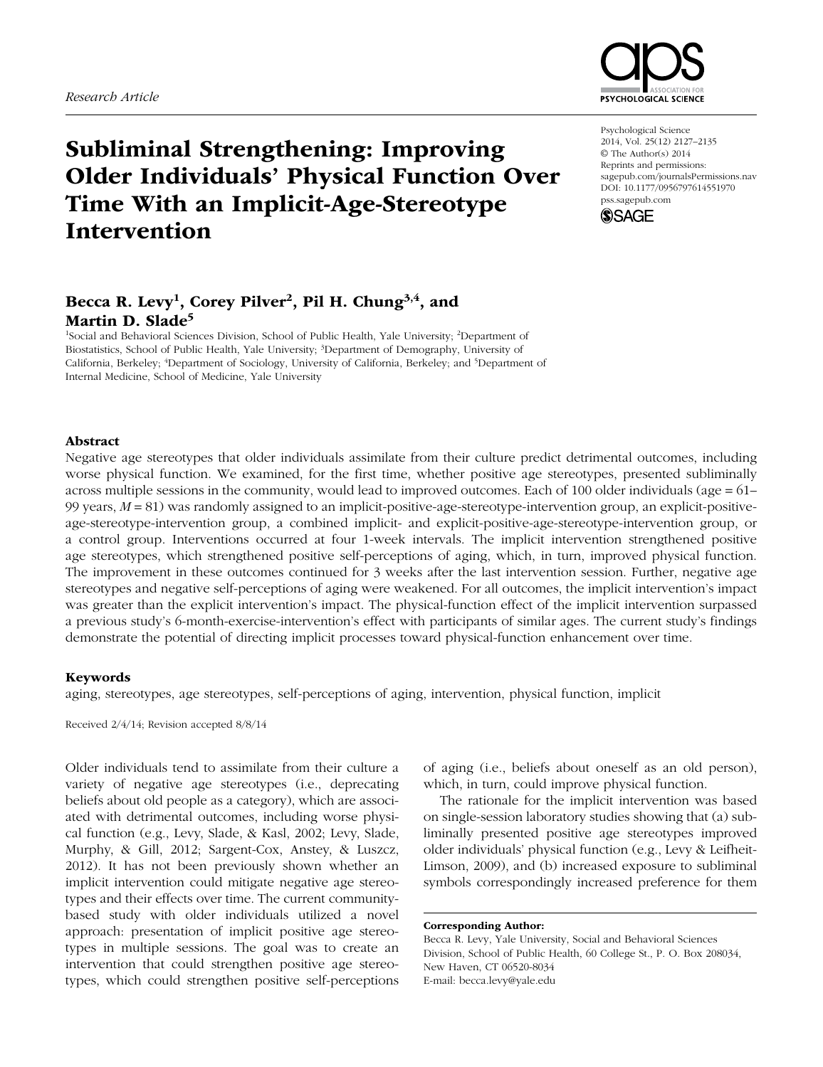*Research Article*

# Subliminal Strengthening: Improving Older Individuals' Physical Function Over Time With an Implicit-Age-Stereotype Intervention

Psychological Science
2014, Vol. 25(12) 2127–2135
© The Author(s) 2014
Reprints and permissions: sagepub.com/journalsPermissions.nav
DOI: 10.1177/0956797614551970
pss.sagepub.com

**Becca R. Levy[1], Corey Pilver[2], Pil H. Chung[3,4], and Martin D. Slade[5]**

[1]Social and Behavioral Sciences Division, School of Public Health, Yale University; [2]Department of Biostatistics, School of Public Health, Yale University; [3]Department of Demography, University of California, Berkeley; [4]Department of Sociology, University of California, Berkeley; and [5]Department of Internal Medicine, School of Medicine, Yale University

## Abstract

Negative age stereotypes that older individuals assimilate from their culture predict detrimental outcomes, including worse physical function. We examined, for the first time, whether positive age stereotypes, presented subliminally across multiple sessions in the community, would lead to improved outcomes. Each of 100 older individuals (age = 61–99 years, $M$ = 81) was randomly assigned to an implicit-positive-age-stereotype-intervention group, an explicit-positive-age-stereotype-intervention group, a combined implicit- and explicit-positive-age-stereotype-intervention group, or a control group. Interventions occurred at four 1-week intervals. The implicit intervention strengthened positive age stereotypes, which strengthened positive self-perceptions of aging, which, in turn, improved physical function. The improvement in these outcomes continued for 3 weeks after the last intervention session. Further, negative age stereotypes and negative self-perceptions of aging were weakened. For all outcomes, the implicit intervention's impact was greater than the explicit intervention's impact. The physical-function effect of the implicit intervention surpassed a previous study's 6-month-exercise-intervention's effect with participants of similar ages. The current study's findings demonstrate the potential of directing implicit processes toward physical-function enhancement over time.

### Keywords

aging, stereotypes, age stereotypes, self-perceptions of aging, intervention, physical function, implicit

Received 2/4/14; Revision accepted 8/8/14

Older individuals tend to assimilate from their culture a variety of negative age stereotypes (i.e., deprecating beliefs about old people as a category), which are associated with detrimental outcomes, including worse physical function (e.g., Levy, Slade, & Kasl, 2002; Levy, Slade, Murphy, & Gill, 2012; Sargent-Cox, Anstey, & Luszcz, 2012). It has not been previously shown whether an implicit intervention could mitigate negative age stereotypes and their effects over time. The current community-based study with older individuals utilized a novel approach: presentation of implicit positive age stereotypes in multiple sessions. The goal was to create an intervention that could strengthen positive age stereotypes, which could strengthen positive self-perceptions of aging (i.e., beliefs about oneself as an old person), which, in turn, could improve physical function.

The rationale for the implicit intervention was based on single-session laboratory studies showing that (a) subliminally presented positive age stereotypes improved older individuals' physical function (e.g., Levy & Leifheit-Limson, 2009), and (b) increased exposure to subliminal symbols correspondingly increased preference for them

**Corresponding Author:**
Becca R. Levy, Yale University, Social and Behavioral Sciences Division, School of Public Health, 60 College St., P. O. Box 208034, New Haven, CT 06520-8034
E-mail: becca.levy@yale.edu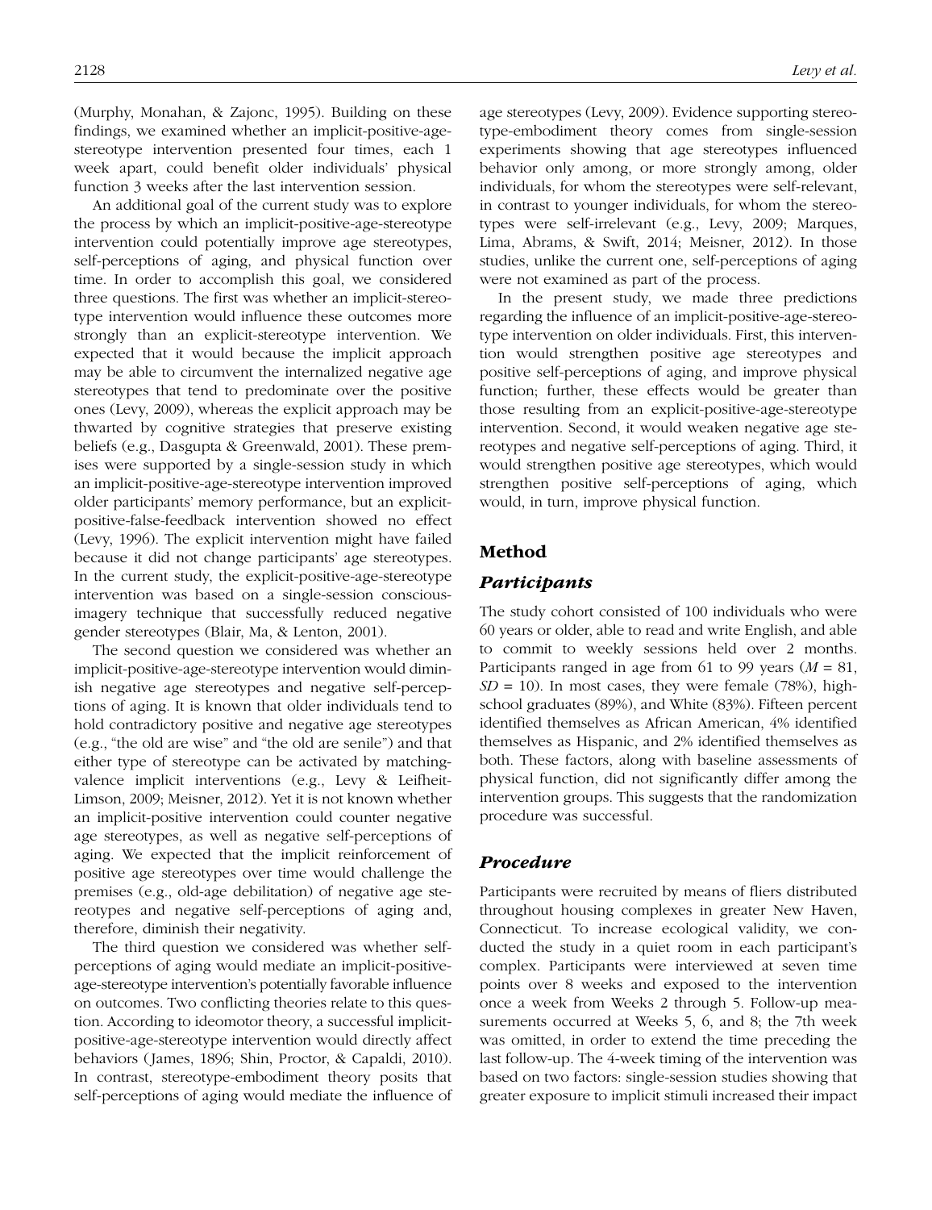(Murphy, Monahan, & Zajonc, 1995). Building on these findings, we examined whether an implicit-positive-age-stereotype intervention presented four times, each 1 week apart, could benefit older individuals' physical function 3 weeks after the last intervention session.

An additional goal of the current study was to explore the process by which an implicit-positive-age-stereotype intervention could potentially improve age stereotypes, self-perceptions of aging, and physical function over time. In order to accomplish this goal, we considered three questions. The first was whether an implicit-stereotype intervention would influence these outcomes more strongly than an explicit-stereotype intervention. We expected that it would because the implicit approach may be able to circumvent the internalized negative age stereotypes that tend to predominate over the positive ones (Levy, 2009), whereas the explicit approach may be thwarted by cognitive strategies that preserve existing beliefs (e.g., Dasgupta & Greenwald, 2001). These premises were supported by a single-session study in which an implicit-positive-age-stereotype intervention improved older participants' memory performance, but an explicit-positive-false-feedback intervention showed no effect (Levy, 1996). The explicit intervention might have failed because it did not change participants' age stereotypes. In the current study, the explicit-positive-age-stereotype intervention was based on a single-session conscious-imagery technique that successfully reduced negative gender stereotypes (Blair, Ma, & Lenton, 2001).

The second question we considered was whether an implicit-positive-age-stereotype intervention would diminish negative age stereotypes and negative self-perceptions of aging. It is known that older individuals tend to hold contradictory positive and negative age stereotypes (e.g., "the old are wise" and "the old are senile") and that either type of stereotype can be activated by matching-valence implicit interventions (e.g., Levy & Leifheit-Limson, 2009; Meisner, 2012). Yet it is not known whether an implicit-positive intervention could counter negative age stereotypes, as well as negative self-perceptions of aging. We expected that the implicit reinforcement of positive age stereotypes over time would challenge the premises (e.g., old-age debilitation) of negative age stereotypes and negative self-perceptions of aging and, therefore, diminish their negativity.

The third question we considered was whether self-perceptions of aging would mediate an implicit-positive-age-stereotype intervention's potentially favorable influence on outcomes. Two conflicting theories relate to this question. According to ideomotor theory, a successful implicit-positive-age-stereotype intervention would directly affect behaviors (James, 1896; Shin, Proctor, & Capaldi, 2010). In contrast, stereotype-embodiment theory posits that self-perceptions of aging would mediate the influence of age stereotypes (Levy, 2009). Evidence supporting stereotype-embodiment theory comes from single-session experiments showing that age stereotypes influenced behavior only among, or more strongly among, older individuals, for whom the stereotypes were self-relevant, in contrast to younger individuals, for whom the stereotypes were self-irrelevant (e.g., Levy, 2009; Marques, Lima, Abrams, & Swift, 2014; Meisner, 2012). In those studies, unlike the current one, self-perceptions of aging were not examined as part of the process.

In the present study, we made three predictions regarding the influence of an implicit-positive-age-stereotype intervention on older individuals. First, this intervention would strengthen positive age stereotypes and positive self-perceptions of aging, and improve physical function; further, these effects would be greater than those resulting from an explicit-positive-age-stereotype intervention. Second, it would weaken negative age stereotypes and negative self-perceptions of aging. Third, it would strengthen positive age stereotypes, which would strengthen positive self-perceptions of aging, which would, in turn, improve physical function.

## Method

### *Participants*

The study cohort consisted of 100 individuals who were 60 years or older, able to read and write English, and able to commit to weekly sessions held over 2 months. Participants ranged in age from 61 to 99 years ($M$ = 81, $SD$ = 10). In most cases, they were female (78%), high-school graduates (89%), and White (83%). Fifteen percent identified themselves as African American, 4% identified themselves as Hispanic, and 2% identified themselves as both. These factors, along with baseline assessments of physical function, did not significantly differ among the intervention groups. This suggests that the randomization procedure was successful.

### *Procedure*

Participants were recruited by means of fliers distributed throughout housing complexes in greater New Haven, Connecticut. To increase ecological validity, we conducted the study in a quiet room in each participant's complex. Participants were interviewed at seven time points over 8 weeks and exposed to the intervention once a week from Weeks 2 through 5. Follow-up measurements occurred at Weeks 5, 6, and 8; the 7th week was omitted, in order to extend the time preceding the last follow-up. The 4-week timing of the intervention was based on two factors: single-session studies showing that greater exposure to implicit stimuli increased their impact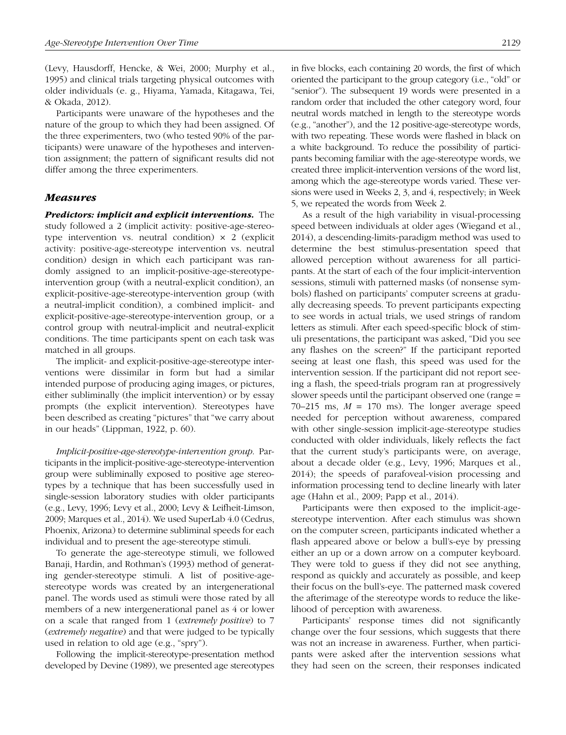(Levy, Hausdorff, Hencke, & Wei, 2000; Murphy et al., 1995) and clinical trials targeting physical outcomes with older individuals (e. g., Hiyama, Yamada, Kitagawa, Tei, & Okada, 2012).

Participants were unaware of the hypotheses and the nature of the group to which they had been assigned. Of the three experimenters, two (who tested 90% of the participants) were unaware of the hypotheses and intervention assignment; the pattern of significant results did not differ among the three experimenters.

## Measures

***Predictors: implicit and explicit interventions.*** The study followed a 2 (implicit activity: positive-age-stereotype intervention vs. neutral condition) × 2 (explicit activity: positive-age-stereotype intervention vs. neutral condition) design in which each participant was randomly assigned to an implicit-positive-age-stereotype-intervention group (with a neutral-explicit condition), an explicit-positive-age-stereotype-intervention group (with a neutral-implicit condition), a combined implicit- and explicit-positive-age-stereotype-intervention group, or a control group with neutral-implicit and neutral-explicit conditions. The time participants spent on each task was matched in all groups.

The implicit- and explicit-positive-age-stereotype interventions were dissimilar in form but had a similar intended purpose of producing aging images, or pictures, either subliminally (the implicit intervention) or by essay prompts (the explicit intervention). Stereotypes have been described as creating "pictures" that "we carry about in our heads" (Lippman, 1922, p. 60).

*Implicit-positive-age-stereotype-intervention group.* Participants in the implicit-positive-age-stereotype-intervention group were subliminally exposed to positive age stereotypes by a technique that has been successfully used in single-session laboratory studies with older participants (e.g., Levy, 1996; Levy et al., 2000; Levy & Leifheit-Limson, 2009; Marques et al., 2014). We used SuperLab 4.0 (Cedrus, Phoenix, Arizona) to determine subliminal speeds for each individual and to present the age-stereotype stimuli.

To generate the age-stereotype stimuli, we followed Banaji, Hardin, and Rothman's (1993) method of generating gender-stereotype stimuli. A list of positive-age-stereotype words was created by an intergenerational panel. The words used as stimuli were those rated by all members of a new intergenerational panel as 4 or lower on a scale that ranged from 1 (*extremely positive*) to 7 (*extremely negative*) and that were judged to be typically used in relation to old age (e.g., "spry").

Following the implicit-stereotype-presentation method developed by Devine (1989), we presented age stereotypes in five blocks, each containing 20 words, the first of which oriented the participant to the group category (i.e., "old" or "senior"). The subsequent 19 words were presented in a random order that included the other category word, four neutral words matched in length to the stereotype words (e.g., "another"), and the 12 positive-age-stereotype words, with two repeating. These words were flashed in black on a white background. To reduce the possibility of participants becoming familiar with the age-stereotype words, we created three implicit-intervention versions of the word list, among which the age-stereotype words varied. These versions were used in Weeks 2, 3, and 4, respectively; in Week 5, we repeated the words from Week 2.

As a result of the high variability in visual-processing speed between individuals at older ages (Wiegand et al., 2014), a descending-limits-paradigm method was used to determine the best stimulus-presentation speed that allowed perception without awareness for all participants. At the start of each of the four implicit-intervention sessions, stimuli with patterned masks (of nonsense symbols) flashed on participants' computer screens at gradually decreasing speeds. To prevent participants expecting to see words in actual trials, we used strings of random letters as stimuli. After each speed-specific block of stimuli presentations, the participant was asked, "Did you see any flashes on the screen?" If the participant reported seeing at least one flash, this speed was used for the intervention session. If the participant did not report seeing a flash, the speed-trials program ran at progressively slower speeds until the participant observed one (range = 70–215 ms, $M$ = 170 ms). The longer average speed needed for perception without awareness, compared with other single-session implicit-age-stereotype studies conducted with older individuals, likely reflects the fact that the current study's participants were, on average, about a decade older (e.g., Levy, 1996; Marques et al., 2014); the speeds of parafoveal-vision processing and information processing tend to decline linearly with later age (Hahn et al., 2009; Papp et al., 2014).

Participants were then exposed to the implicit-age-stereotype intervention. After each stimulus was shown on the computer screen, participants indicated whether a flash appeared above or below a bull's-eye by pressing either an up or a down arrow on a computer keyboard. They were told to guess if they did not see anything, respond as quickly and accurately as possible, and keep their focus on the bull's-eye. The patterned mask covered the afterimage of the stereotype words to reduce the likelihood of perception with awareness.

Participants' response times did not significantly change over the four sessions, which suggests that there was not an increase in awareness. Further, when participants were asked after the intervention sessions what they had seen on the screen, their responses indicated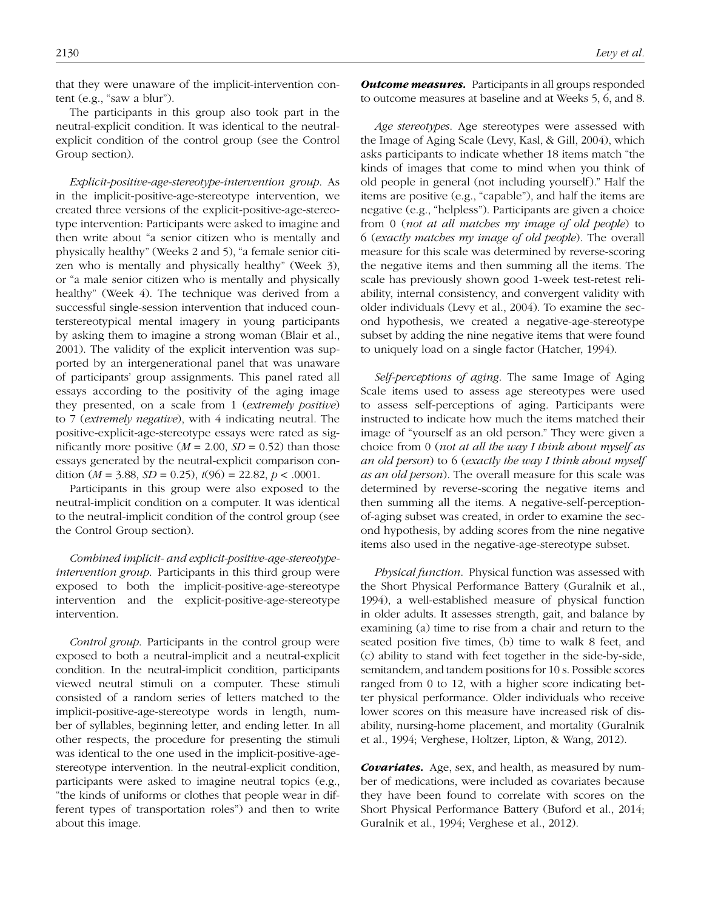that they were unaware of the implicit-intervention content (e.g., "saw a blur").

The participants in this group also took part in the neutral-explicit condition. It was identical to the neutral-explicit condition of the control group (see the Control Group section).

*Explicit-positive-age-stereotype-intervention group.* As in the implicit-positive-age-stereotype intervention, we created three versions of the explicit-positive-age-stereotype intervention: Participants were asked to imagine and then write about "a senior citizen who is mentally and physically healthy" (Weeks 2 and 5), "a female senior citizen who is mentally and physically healthy" (Week 3), or "a male senior citizen who is mentally and physically healthy" (Week 4). The technique was derived from a successful single-session intervention that induced counterstereotypical mental imagery in young participants by asking them to imagine a strong woman (Blair et al., 2001). The validity of the explicit intervention was supported by an intergenerational panel that was unaware of participants' group assignments. This panel rated all essays according to the positivity of the aging image they presented, on a scale from 1 (*extremely positive*) to 7 (*extremely negative*), with 4 indicating neutral. The positive-explicit-age-stereotype essays were rated as significantly more positive ($M = 2.00$, $SD = 0.52$) than those essays generated by the neutral-explicit comparison condition ($M = 3.88$, $SD = 0.25$), $t(96) = 22.82$, $p < .0001$.

Participants in this group were also exposed to the neutral-implicit condition on a computer. It was identical to the neutral-implicit condition of the control group (see the Control Group section).

*Combined implicit- and explicit-positive-age-stereotype-intervention group.* Participants in this third group were exposed to both the implicit-positive-age-stereotype intervention and the explicit-positive-age-stereotype intervention.

*Control group.* Participants in the control group were exposed to both a neutral-implicit and a neutral-explicit condition. In the neutral-implicit condition, participants viewed neutral stimuli on a computer. These stimuli consisted of a random series of letters matched to the implicit-positive-age-stereotype words in length, number of syllables, beginning letter, and ending letter. In all other respects, the procedure for presenting the stimuli was identical to the one used in the implicit-positive-age-stereotype intervention. In the neutral-explicit condition, participants were asked to imagine neutral topics (e.g., "the kinds of uniforms or clothes that people wear in different types of transportation roles") and then to write about this image.

***Outcome measures.*** Participants in all groups responded to outcome measures at baseline and at Weeks 5, 6, and 8.

*Age stereotypes.* Age stereotypes were assessed with the Image of Aging Scale (Levy, Kasl, & Gill, 2004), which asks participants to indicate whether 18 items match "the kinds of images that come to mind when you think of old people in general (not including yourself)." Half the items are positive (e.g., "capable"), and half the items are negative (e.g., "helpless"). Participants are given a choice from 0 (*not at all matches my image of old people*) to 6 (*exactly matches my image of old people*). The overall measure for this scale was determined by reverse-scoring the negative items and then summing all the items. The scale has previously shown good 1-week test-retest reliability, internal consistency, and convergent validity with older individuals (Levy et al., 2004). To examine the second hypothesis, we created a negative-age-stereotype subset by adding the nine negative items that were found to uniquely load on a single factor (Hatcher, 1994).

*Self-perceptions of aging.* The same Image of Aging Scale items used to assess age stereotypes were used to assess self-perceptions of aging. Participants were instructed to indicate how much the items matched their image of "yourself as an old person." They were given a choice from 0 (*not at all the way I think about myself as an old person*) to 6 (*exactly the way I think about myself as an old person*). The overall measure for this scale was determined by reverse-scoring the negative items and then summing all the items. A negative-self-perception-of-aging subset was created, in order to examine the second hypothesis, by adding scores from the nine negative items also used in the negative-age-stereotype subset.

*Physical function.* Physical function was assessed with the Short Physical Performance Battery (Guralnik et al., 1994), a well-established measure of physical function in older adults. It assesses strength, gait, and balance by examining (a) time to rise from a chair and return to the seated position five times, (b) time to walk 8 feet, and (c) ability to stand with feet together in the side-by-side, semitandem, and tandem positions for 10 s. Possible scores ranged from 0 to 12, with a higher score indicating better physical performance. Older individuals who receive lower scores on this measure have increased risk of disability, nursing-home placement, and mortality (Guralnik et al., 1994; Verghese, Holtzer, Lipton, & Wang, 2012).

***Covariates.*** Age, sex, and health, as measured by number of medications, were included as covariates because they have been found to correlate with scores on the Short Physical Performance Battery (Buford et al., 2014; Guralnik et al., 1994; Verghese et al., 2012).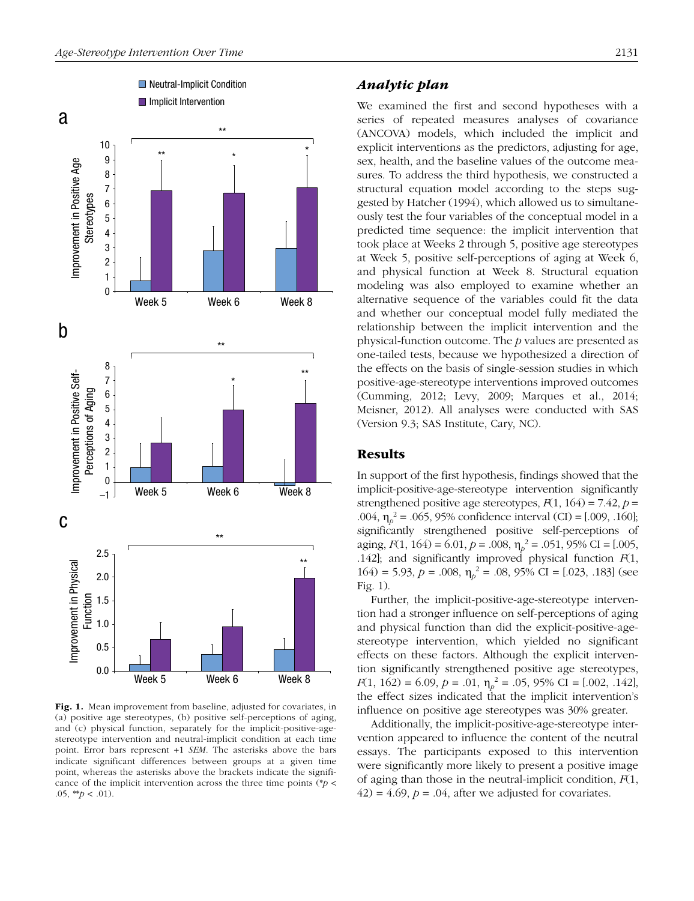Fig. 1. Mean improvement from baseline, adjusted for covariates, in (a) positive age stereotypes, (b) positive self-perceptions of aging, and (c) physical function, separately for the implicit-positive-age-stereotype intervention and neutral-implicit condition at each time point. Error bars represent +1 *SEM*. The asterisks above the bars indicate significant differences between groups at a given time point, whereas the asterisks above the brackets indicate the significance of the implicit intervention across the three time points (* $p < .05$, ** $p < .01$).

### Analytic plan

We examined the first and second hypotheses with a series of repeated measures analyses of covariance (ANCOVA) models, which included the implicit and explicit interventions as the predictors, adjusting for age, sex, health, and the baseline values of the outcome measures. To address the third hypothesis, we constructed a structural equation model according to the steps suggested by Hatcher (1994), which allowed us to simultaneously test the four variables of the conceptual model in a predicted time sequence: the implicit intervention that took place at Weeks 2 through 5, positive age stereotypes at Week 5, positive self-perceptions of aging at Week 6, and physical function at Week 8. Structural equation modeling was also employed to examine whether an alternative sequence of the variables could fit the data and whether our conceptual model fully mediated the relationship between the implicit intervention and the physical-function outcome. The *p* values are presented as one-tailed tests, because we hypothesized a direction of the effects on the basis of single-session studies in which positive-age-stereotype interventions improved outcomes (Cumming, 2012; Levy, 2009; Marques et al., 2014; Meisner, 2012). All analyses were conducted with SAS (Version 9.3; SAS Institute, Cary, NC).

## Results

In support of the first hypothesis, findings showed that the implicit-positive-age-stereotype intervention significantly strengthened positive age stereotypes, $F(1, 164) = 7.42$, $p = .004$, $\eta_p^2 = .065$, 95% confidence interval (CI) = [.009, .160]; significantly strengthened positive self-perceptions of aging, $F(1, 164) = 6.01$, $p = .008$, $\eta_p^2 = .051$, 95% CI = [.005, .142]; and significantly improved physical function $F(1, 164) = 5.93$, $p = .008$, $\eta_p^2 = .08$, 95% CI = [.023, .183] (see Fig. 1).

Further, the implicit-positive-age-stereotype intervention had a stronger influence on self-perceptions of aging and physical function than did the explicit-positive-age-stereotype intervention, which yielded no significant effects on these factors. Although the explicit intervention significantly strengthened positive age stereotypes, $F(1, 162) = 6.09$, $p = .01$, $\eta_p^2 = .05$, 95% CI = [.002, .142], the effect sizes indicated that the implicit intervention's influence on positive age stereotypes was 30% greater.

Additionally, the implicit-positive-age-stereotype intervention appeared to influence the content of the neutral essays. The participants exposed to this intervention were significantly more likely to present a positive image of aging than those in the neutral-implicit condition, $F(1, 42) = 4.69$, $p = .04$, after we adjusted for covariates.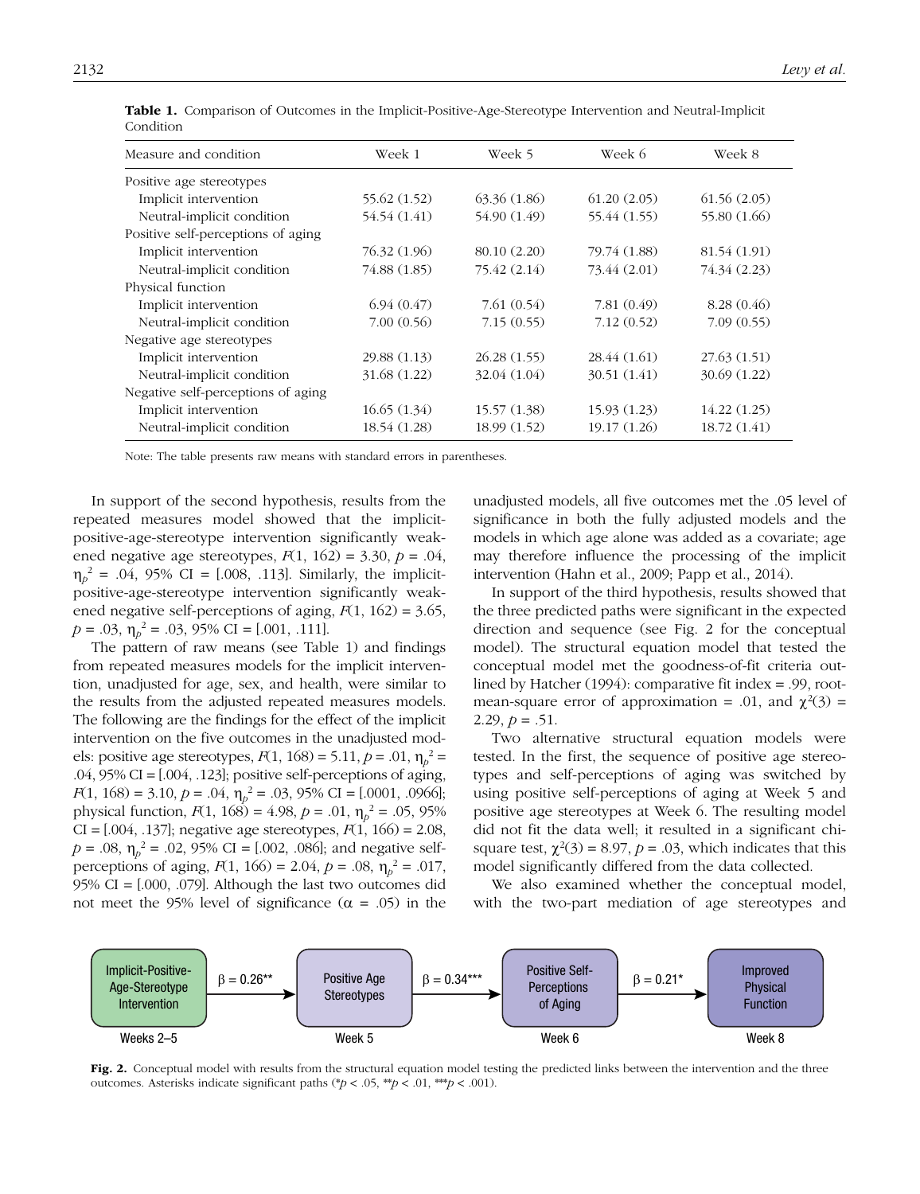**Table 1.** Comparison of Outcomes in the Implicit-Positive-Age-Stereotype Intervention and Neutral-Implicit Condition

| Measure and condition | Week 1 | Week 5 | Week 6 | Week 8 |
|---|---|---|---|---|
| Positive age stereotypes | | | | |
| Implicit intervention | 55.62 (1.52) | 63.36 (1.86) | 61.20 (2.05) | 61.56 (2.05) |
| Neutral-implicit condition | 54.54 (1.41) | 54.90 (1.49) | 55.44 (1.55) | 55.80 (1.66) |
| Positive self-perceptions of aging | | | | |
| Implicit intervention | 76.32 (1.96) | 80.10 (2.20) | 79.74 (1.88) | 81.54 (1.91) |
| Neutral-implicit condition | 74.88 (1.85) | 75.42 (2.14) | 73.44 (2.01) | 74.34 (2.23) |
| Physical function | | | | |
| Implicit intervention | 6.94 (0.47) | 7.61 (0.54) | 7.81 (0.49) | 8.28 (0.46) |
| Neutral-implicit condition | 7.00 (0.56) | 7.15 (0.55) | 7.12 (0.52) | 7.09 (0.55) |
| Negative age stereotypes | | | | |
| Implicit intervention | 29.88 (1.13) | 26.28 (1.55) | 28.44 (1.61) | 27.63 (1.51) |
| Neutral-implicit condition | 31.68 (1.22) | 32.04 (1.04) | 30.51 (1.41) | 30.69 (1.22) |
| Negative self-perceptions of aging | | | | |
| Implicit intervention | 16.65 (1.34) | 15.57 (1.38) | 15.93 (1.23) | 14.22 (1.25) |
| Neutral-implicit condition | 18.54 (1.28) | 18.99 (1.52) | 19.17 (1.26) | 18.72 (1.41) |

Note: The table presents raw means with standard errors in parentheses.

In support of the second hypothesis, results from the repeated measures model showed that the implicit-positive-age-stereotype intervention significantly weakened negative age stereotypes, $F(1, 162) = 3.30$, $p = .04$, $\eta_p^2 = .04$, 95% CI = [.008, .113]. Similarly, the implicit-positive-age-stereotype intervention significantly weakened negative self-perceptions of aging, $F(1, 162) = 3.65$, $p = .03$, $\eta_p^2 = .03$, 95% CI = [.001, .111].

The pattern of raw means (see Table 1) and findings from repeated measures models for the implicit intervention, unadjusted for age, sex, and health, were similar to the results from the adjusted repeated measures models. The following are the findings for the effect of the implicit intervention on the five outcomes in the unadjusted models: positive age stereotypes, $F(1, 168) = 5.11$, $p = .01$, $\eta_p^2 = .04$, 95% CI = [.004, .123]; positive self-perceptions of aging, $F(1, 168) = 3.10$, $p = .04$, $\eta_p^2 = .03$, 95% CI = [.0001, .0966]; physical function, $F(1, 168) = 4.98$, $p = .01$, $\eta_p^2 = .05$, 95% CI = [.004, .137]; negative age stereotypes, $F(1, 166) = 2.08$, $p = .08$, $\eta_p^2 = .02$, 95% CI = [.002, .086]; and negative self-perceptions of aging, $F(1, 166) = 2.04$, $p = .08$, $\eta_p^2 = .017$, 95% CI = [.000, .079]. Although the last two outcomes did not meet the 95% level of significance ($\alpha = .05$) in the unadjusted models, all five outcomes met the .05 level of significance in both the fully adjusted models and the models in which age alone was added as a covariate; age may therefore influence the processing of the implicit intervention (Hahn et al., 2009; Papp et al., 2014).

In support of the third hypothesis, results showed that the three predicted paths were significant in the expected direction and sequence (see Fig. 2 for the conceptual model). The structural equation model that tested the conceptual model met the goodness-of-fit criteria outlined by Hatcher (1994): comparative fit index = .99, root-mean-square error of approximation = .01, and $\chi^2(3) = 2.29$, $p = .51$.

Two alternative structural equation models were tested. In the first, the sequence of positive age stereotypes and self-perceptions of aging was switched by using positive self-perceptions of aging at Week 5 and positive age stereotypes at Week 6. The resulting model did not fit the data well; it resulted in a significant chi-square test, $\chi^2(3) = 8.97$, $p = .03$, which indicates that this model significantly differed from the data collected.

We also examined whether the conceptual model, with the two-part mediation of age stereotypes and

Implicit-Positive-Age-Stereotype Intervention (Weeks 2–5) → $\beta = 0.26$** → Positive Age Stereotypes (Week 5) → $\beta = 0.34$*** → Positive Self-Perceptions of Aging (Week 6) → $\beta = 0.21$* → Improved Physical Function (Week 8)

**Fig. 2.** Conceptual model with results from the structural equation model testing the predicted links between the intervention and the three outcomes. Asterisks indicate significant paths (*$p < .05$, **$p < .01$, ***$p < .001$).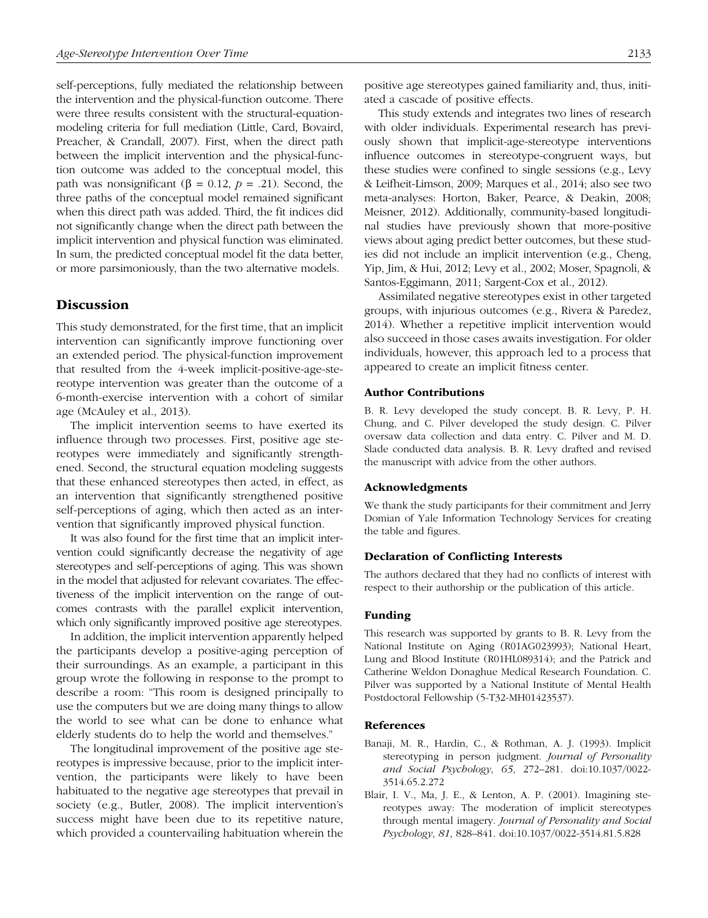self-perceptions, fully mediated the relationship between the intervention and the physical-function outcome. There were three results consistent with the structural-equation-modeling criteria for full mediation (Little, Card, Bovaird, Preacher, & Crandall, 2007). First, when the direct path between the implicit intervention and the physical-function outcome was added to the conceptual model, this path was nonsignificant ($\beta$ = 0.12, $p$ = .21). Second, the three paths of the conceptual model remained significant when this direct path was added. Third, the fit indices did not significantly change when the direct path between the implicit intervention and physical function was eliminated. In sum, the predicted conceptual model fit the data better, or more parsimoniously, than the two alternative models.

## Discussion

This study demonstrated, for the first time, that an implicit intervention can significantly improve functioning over an extended period. The physical-function improvement that resulted from the 4-week implicit-positive-age-stereotype intervention was greater than the outcome of a 6-month-exercise intervention with a cohort of similar age (McAuley et al., 2013).

The implicit intervention seems to have exerted its influence through two processes. First, positive age stereotypes were immediately and significantly strengthened. Second, the structural equation modeling suggests that these enhanced stereotypes then acted, in effect, as an intervention that significantly strengthened positive self-perceptions of aging, which then acted as an intervention that significantly improved physical function.

It was also found for the first time that an implicit intervention could significantly decrease the negativity of age stereotypes and self-perceptions of aging. This was shown in the model that adjusted for relevant covariates. The effectiveness of the implicit intervention on the range of outcomes contrasts with the parallel explicit intervention, which only significantly improved positive age stereotypes.

In addition, the implicit intervention apparently helped the participants develop a positive-aging perception of their surroundings. As an example, a participant in this group wrote the following in response to the prompt to describe a room: "This room is designed principally to use the computers but we are doing many things to allow the world to see what can be done to enhance what elderly students do to help the world and themselves."

The longitudinal improvement of the positive age stereotypes is impressive because, prior to the implicit intervention, the participants were likely to have been habituated to the negative age stereotypes that prevail in society (e.g., Butler, 2008). The implicit intervention's success might have been due to its repetitive nature, which provided a countervailing habituation wherein the positive age stereotypes gained familiarity and, thus, initiated a cascade of positive effects.

This study extends and integrates two lines of research with older individuals. Experimental research has previously shown that implicit-age-stereotype interventions influence outcomes in stereotype-congruent ways, but these studies were confined to single sessions (e.g., Levy & Leifheit-Limson, 2009; Marques et al., 2014; also see two meta-analyses: Horton, Baker, Pearce, & Deakin, 2008; Meisner, 2012). Additionally, community-based longitudinal studies have previously shown that more-positive views about aging predict better outcomes, but these studies did not include an implicit intervention (e.g., Cheng, Yip, Jim, & Hui, 2012; Levy et al., 2002; Moser, Spagnoli, & Santos-Eggimann, 2011; Sargent-Cox et al., 2012).

Assimilated negative stereotypes exist in other targeted groups, with injurious outcomes (e.g., Rivera & Paredez, 2014). Whether a repetitive implicit intervention would also succeed in those cases awaits investigation. For older individuals, however, this approach led to a process that appeared to create an implicit fitness center.

### Author Contributions

B. R. Levy developed the study concept. B. R. Levy, P. H. Chung, and C. Pilver developed the study design. C. Pilver oversaw data collection and data entry. C. Pilver and M. D. Slade conducted data analysis. B. R. Levy drafted and revised the manuscript with advice from the other authors.

### Acknowledgments

We thank the study participants for their commitment and Jerry Domian of Yale Information Technology Services for creating the table and figures.

### Declaration of Conflicting Interests

The authors declared that they had no conflicts of interest with respect to their authorship or the publication of this article.

### Funding

This research was supported by grants to B. R. Levy from the National Institute on Aging (R01AG023993); National Heart, Lung and Blood Institute (R01HL089314); and the Patrick and Catherine Weldon Donaghue Medical Research Foundation. C. Pilver was supported by a National Institute of Mental Health Postdoctoral Fellowship (5-T32-MH01423537).

### References

Banaji, M. R., Hardin, C., & Rothman, A. J. (1993). Implicit stereotyping in person judgment. *Journal of Personality and Social Psychology*, *65*, 272–281. doi:10.1037/0022-3514.65.2.272

Blair, I. V., Ma, J. E., & Lenton, A. P. (2001). Imagining stereotypes away: The moderation of implicit stereotypes through mental imagery. *Journal of Personality and Social Psychology*, *81*, 828–841. doi:10.1037/0022-3514.81.5.828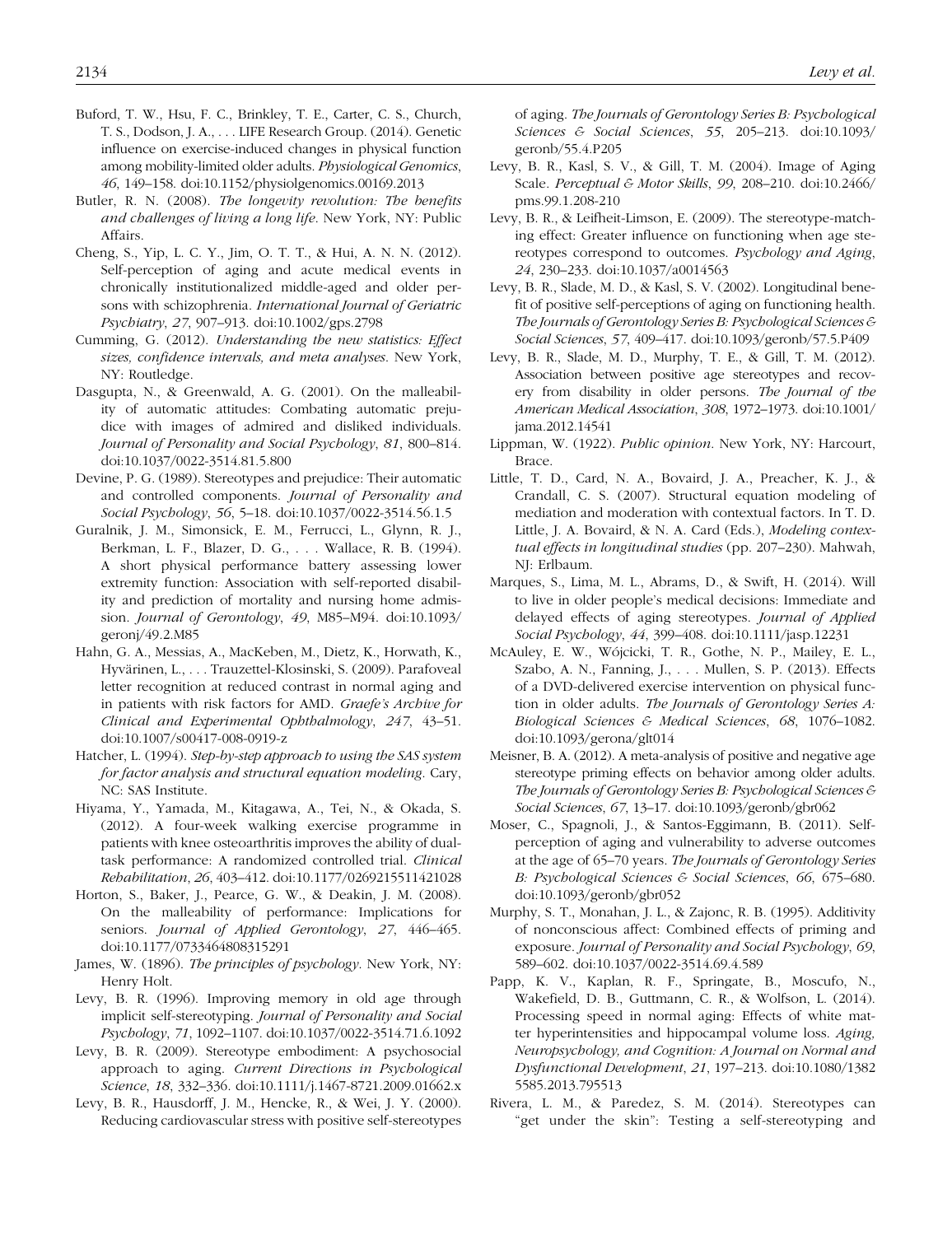Buford, T. W., Hsu, F. C., Brinkley, T. E., Carter, C. S., Church, T. S., Dodson, J. A., . . . LIFE Research Group. (2014). Genetic influence on exercise-induced changes in physical function among mobility-limited older adults. *Physiological Genomics*, *46*, 149–158. doi:10.1152/physiolgenomics.00169.2013

Butler, R. N. (2008). *The longevity revolution: The benefits and challenges of living a long life*. New York, NY: Public Affairs.

Cheng, S., Yip, L. C. Y., Jim, O. T. T., & Hui, A. N. N. (2012). Self-perception of aging and acute medical events in chronically institutionalized middle-aged and older persons with schizophrenia. *International Journal of Geriatric Psychiatry*, *27*, 907–913. doi:10.1002/gps.2798

Cumming, G. (2012). *Understanding the new statistics: Effect sizes, confidence intervals, and meta analyses*. New York, NY: Routledge.

Dasgupta, N., & Greenwald, A. G. (2001). On the malleability of automatic attitudes: Combating automatic prejudice with images of admired and disliked individuals. *Journal of Personality and Social Psychology*, *81*, 800–814. doi:10.1037/0022-3514.81.5.800

Devine, P. G. (1989). Stereotypes and prejudice: Their automatic and controlled components. *Journal of Personality and Social Psychology*, *56*, 5–18. doi:10.1037/0022-3514.56.1.5

Guralnik, J. M., Simonsick, E. M., Ferrucci, L., Glynn, R. J., Berkman, L. F., Blazer, D. G., . . . Wallace, R. B. (1994). A short physical performance battery assessing lower extremity function: Association with self-reported disability and prediction of mortality and nursing home admission. *Journal of Gerontology*, *49*, M85–M94. doi:10.1093/geronj/49.2.M85

Hahn, G. A., Messias, A., MacKeben, M., Dietz, K., Horwath, K., Hyvärinen, L., . . . Trauzettel-Klosinski, S. (2009). Parafoveal letter recognition at reduced contrast in normal aging and in patients with risk factors for AMD. *Graefe's Archive for Clinical and Experimental Ophthalmology*, *247*, 43–51. doi:10.1007/s00417-008-0919-z

Hatcher, L. (1994). *Step-by-step approach to using the SAS system for factor analysis and structural equation modeling*. Cary, NC: SAS Institute.

Hiyama, Y., Yamada, M., Kitagawa, A., Tei, N., & Okada, S. (2012). A four-week walking exercise programme in patients with knee osteoarthritis improves the ability of dual-task performance: A randomized controlled trial. *Clinical Rehabilitation*, *26*, 403–412. doi:10.1177/0269215511421028

Horton, S., Baker, J., Pearce, G. W., & Deakin, J. M. (2008). On the malleability of performance: Implications for seniors. *Journal of Applied Gerontology*, *27*, 446–465. doi:10.1177/0733464808315291

James, W. (1896). *The principles of psychology*. New York, NY: Henry Holt.

Levy, B. R. (1996). Improving memory in old age through implicit self-stereotyping. *Journal of Personality and Social Psychology*, *71*, 1092–1107. doi:10.1037/0022-3514.71.6.1092

Levy, B. R. (2009). Stereotype embodiment: A psychosocial approach to aging. *Current Directions in Psychological Science*, *18*, 332–336. doi:10.1111/j.1467-8721.2009.01662.x

Levy, B. R., Hausdorff, J. M., Hencke, R., & Wei, J. Y. (2000). Reducing cardiovascular stress with positive self-stereotypes of aging. *The Journals of Gerontology Series B: Psychological Sciences & Social Sciences*, *55*, 205–213. doi:10.1093/geronb/55.4.P205

Levy, B. R., Kasl, S. V., & Gill, T. M. (2004). Image of Aging Scale. *Perceptual & Motor Skills*, *99*, 208–210. doi:10.2466/pms.99.1.208-210

Levy, B. R., & Leifheit-Limson, E. (2009). The stereotype-matching effect: Greater influence on functioning when age stereotypes correspond to outcomes. *Psychology and Aging*, *24*, 230–233. doi:10.1037/a0014563

Levy, B. R., Slade, M. D., & Kasl, S. V. (2002). Longitudinal benefit of positive self-perceptions of aging on functioning health. *The Journals of Gerontology Series B: Psychological Sciences & Social Sciences*, *57*, 409–417. doi:10.1093/geronb/57.5.P409

Levy, B. R., Slade, M. D., Murphy, T. E., & Gill, T. M. (2012). Association between positive age stereotypes and recovery from disability in older persons. *The Journal of the American Medical Association*, *308*, 1972–1973. doi:10.1001/jama.2012.14541

Lippman, W. (1922). *Public opinion*. New York, NY: Harcourt, Brace.

Little, T. D., Card, N. A., Bovaird, J. A., Preacher, K. J., & Crandall, C. S. (2007). Structural equation modeling of mediation and moderation with contextual factors. In T. D. Little, J. A. Bovaird, & N. A. Card (Eds.), *Modeling contextual effects in longitudinal studies* (pp. 207–230). Mahwah, NJ: Erlbaum.

Marques, S., Lima, M. L., Abrams, D., & Swift, H. (2014). Will to live in older people's medical decisions: Immediate and delayed effects of aging stereotypes. *Journal of Applied Social Psychology*, *44*, 399–408. doi:10.1111/jasp.12231

McAuley, E. W., Wójcicki, T. R., Gothe, N. P., Mailey, E. L., Szabo, A. N., Fanning, J., . . . Mullen, S. P. (2013). Effects of a DVD-delivered exercise intervention on physical function in older adults. *The Journals of Gerontology Series A: Biological Sciences & Medical Sciences*, *68*, 1076–1082. doi:10.1093/gerona/glt014

Meisner, B. A. (2012). A meta-analysis of positive and negative age stereotype priming effects on behavior among older adults. *The Journals of Gerontology Series B: Psychological Sciences & Social Sciences*, *67*, 13–17. doi:10.1093/geronb/gbr062

Moser, C., Spagnoli, J., & Santos-Eggimann, B. (2011). Self-perception of aging and vulnerability to adverse outcomes at the age of 65–70 years. *The Journals of Gerontology Series B: Psychological Sciences & Social Sciences*, *66*, 675–680. doi:10.1093/geronb/gbr052

Murphy, S. T., Monahan, J. L., & Zajonc, R. B. (1995). Additivity of nonconscious affect: Combined effects of priming and exposure. *Journal of Personality and Social Psychology*, *69*, 589–602. doi:10.1037/0022-3514.69.4.589

Papp, K. V., Kaplan, R. F., Springate, B., Moscufo, N., Wakefield, D. B., Guttmann, C. R., & Wolfson, L. (2014). Processing speed in normal aging: Effects of white matter hyperintensities and hippocampal volume loss. *Aging, Neuropsychology, and Cognition: A Journal on Normal and Dysfunctional Development*, *21*, 197–213. doi:10.1080/13825585.2013.795513

Rivera, L. M., & Paredez, S. M. (2014). Stereotypes can "get under the skin": Testing a self-stereotyping and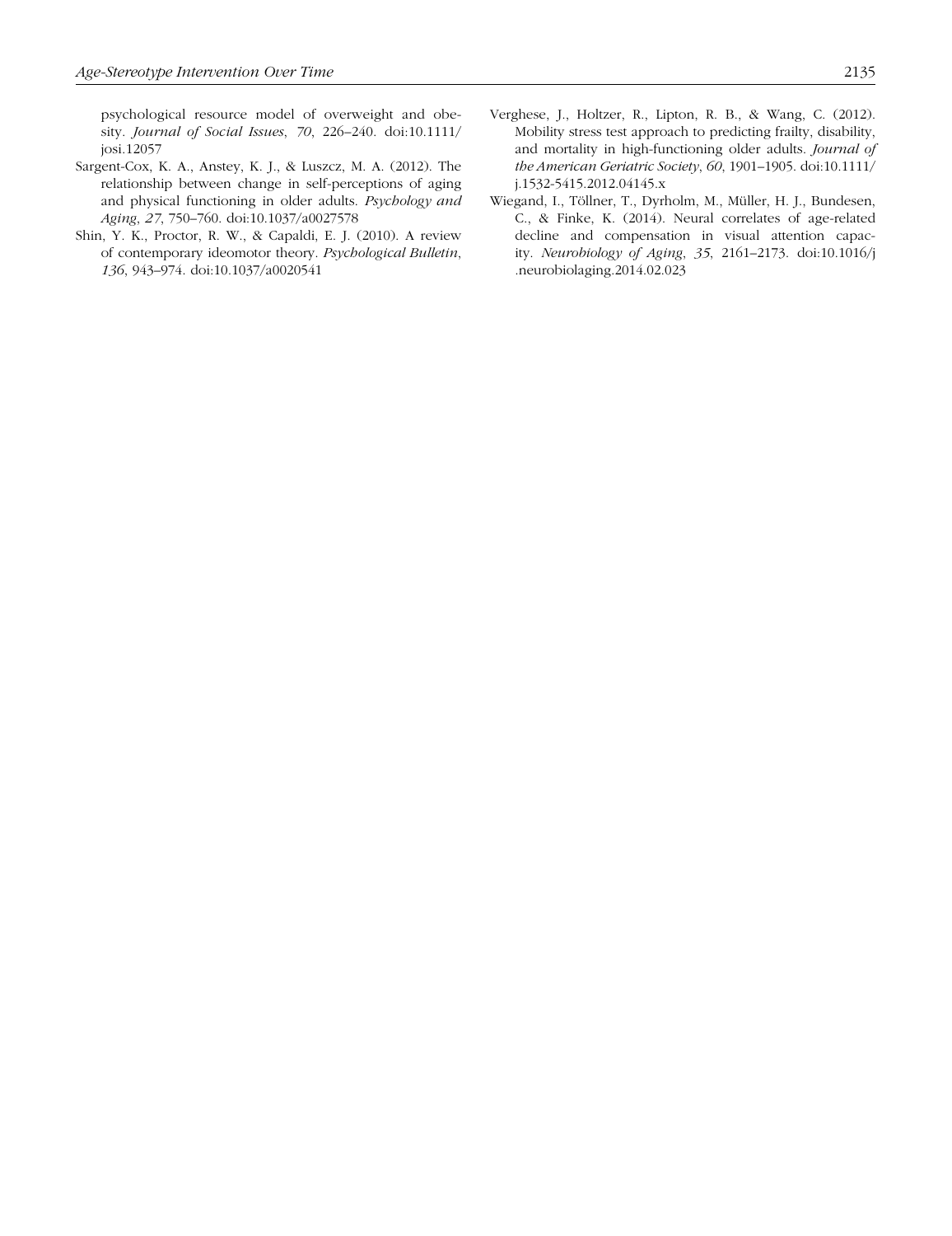psychological resource model of overweight and obesity. *Journal of Social Issues*, *70*, 226–240. doi:10.1111/josi.12057

Sargent-Cox, K. A., Anstey, K. J., & Luszcz, M. A. (2012). The relationship between change in self-perceptions of aging and physical functioning in older adults. *Psychology and Aging*, *27*, 750–760. doi:10.1037/a0027578

Shin, Y. K., Proctor, R. W., & Capaldi, E. J. (2010). A review of contemporary ideomotor theory. *Psychological Bulletin*, *136*, 943–974. doi:10.1037/a0020541

Verghese, J., Holtzer, R., Lipton, R. B., & Wang, C. (2012). Mobility stress test approach to predicting frailty, disability, and mortality in high-functioning older adults. *Journal of the American Geriatric Society*, *60*, 1901–1905. doi:10.1111/j.1532-5415.2012.04145.x

Wiegand, I., Töllner, T., Dyrholm, M., Müller, H. J., Bundesen, C., & Finke, K. (2014). Neural correlates of age-related decline and compensation in visual attention capacity. *Neurobiology of Aging*, *35*, 2161–2173. doi:10.1016/j.neurobiolaging.2014.02.023